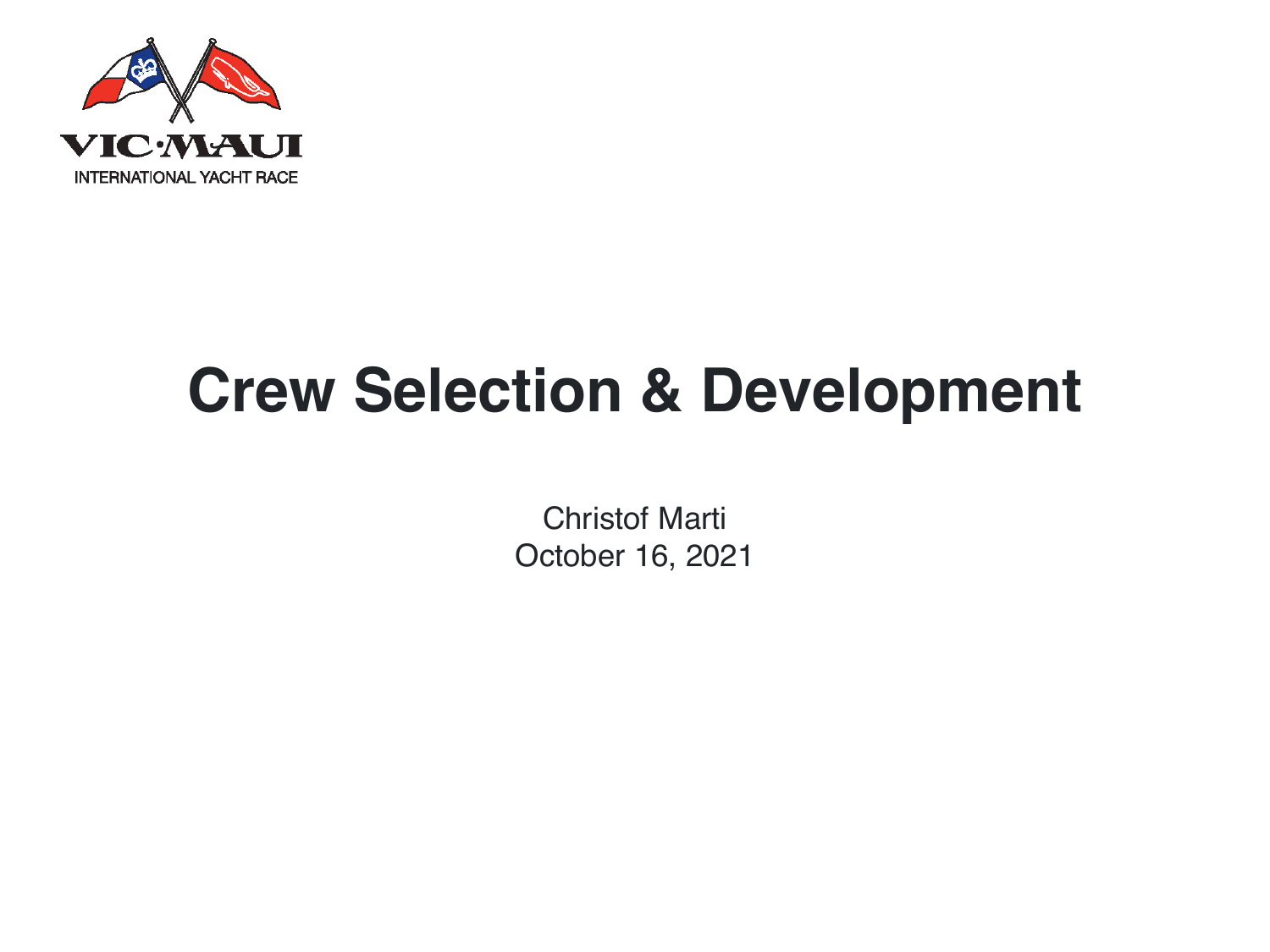VIC·MAUI

INTERNATIONAL YACHT RACE

# Crew Selection & Development

Christof Marti

October 16, 2021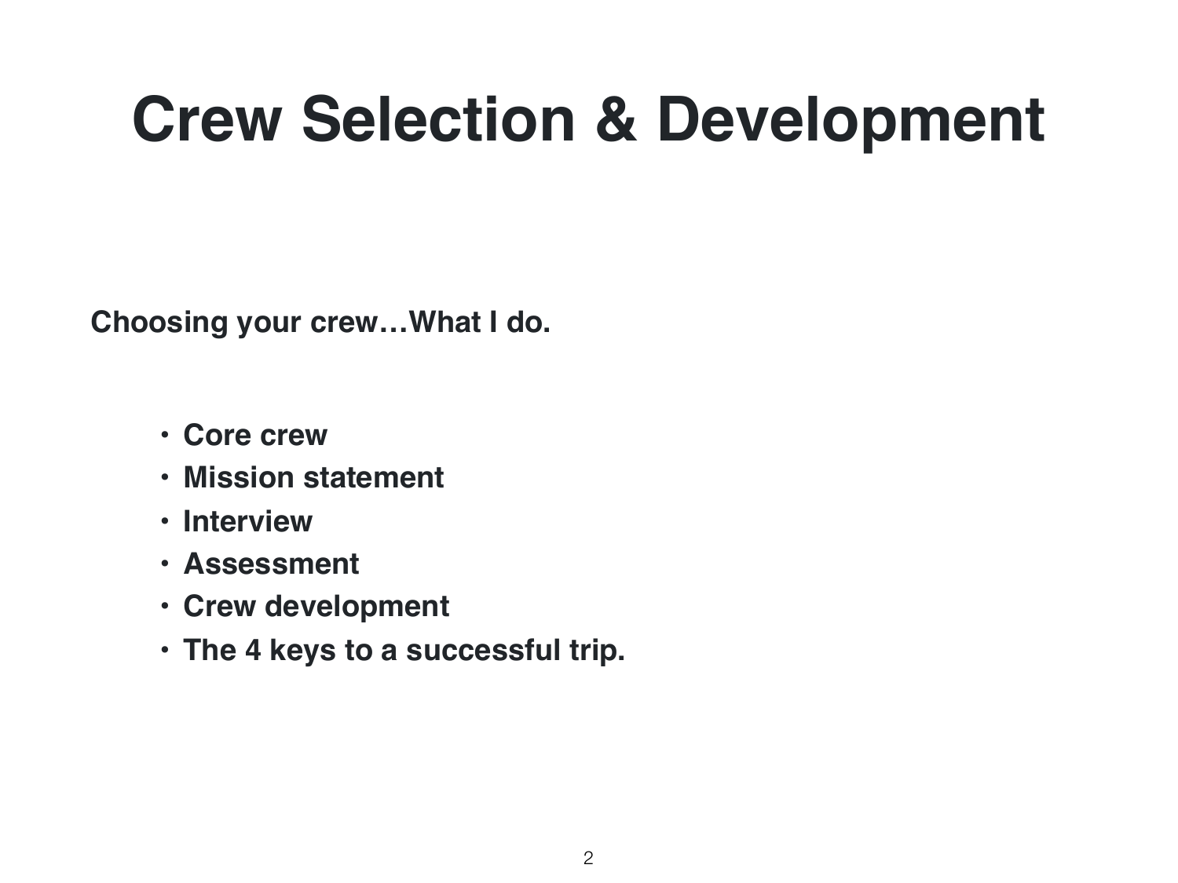# Crew Selection & Development

**Choosing your crew…What I do.**

- **Core crew**
- **Mission statement**
- **Interview**
- **Assessment**
- **Crew development**
- **The 4 keys to a successful trip.**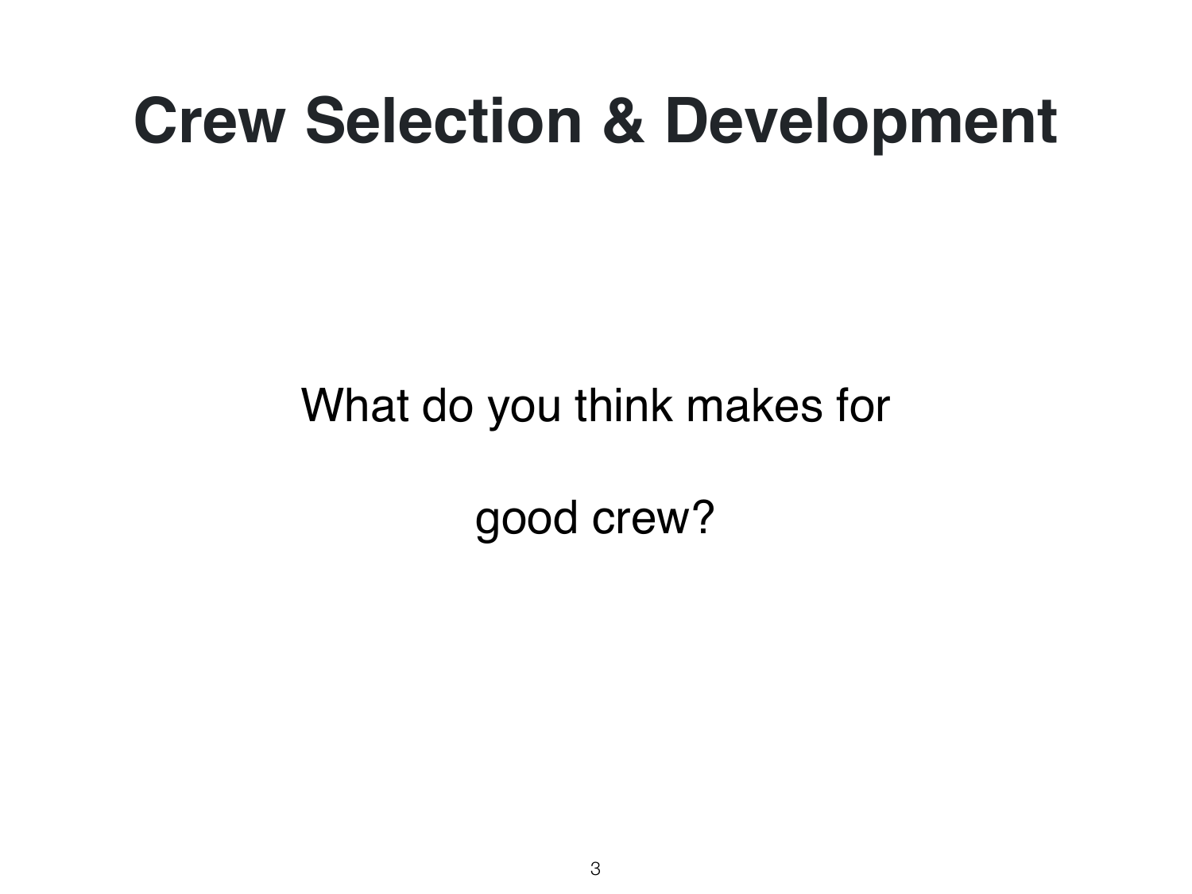# Crew Selection & Development

What do you think makes for

good crew?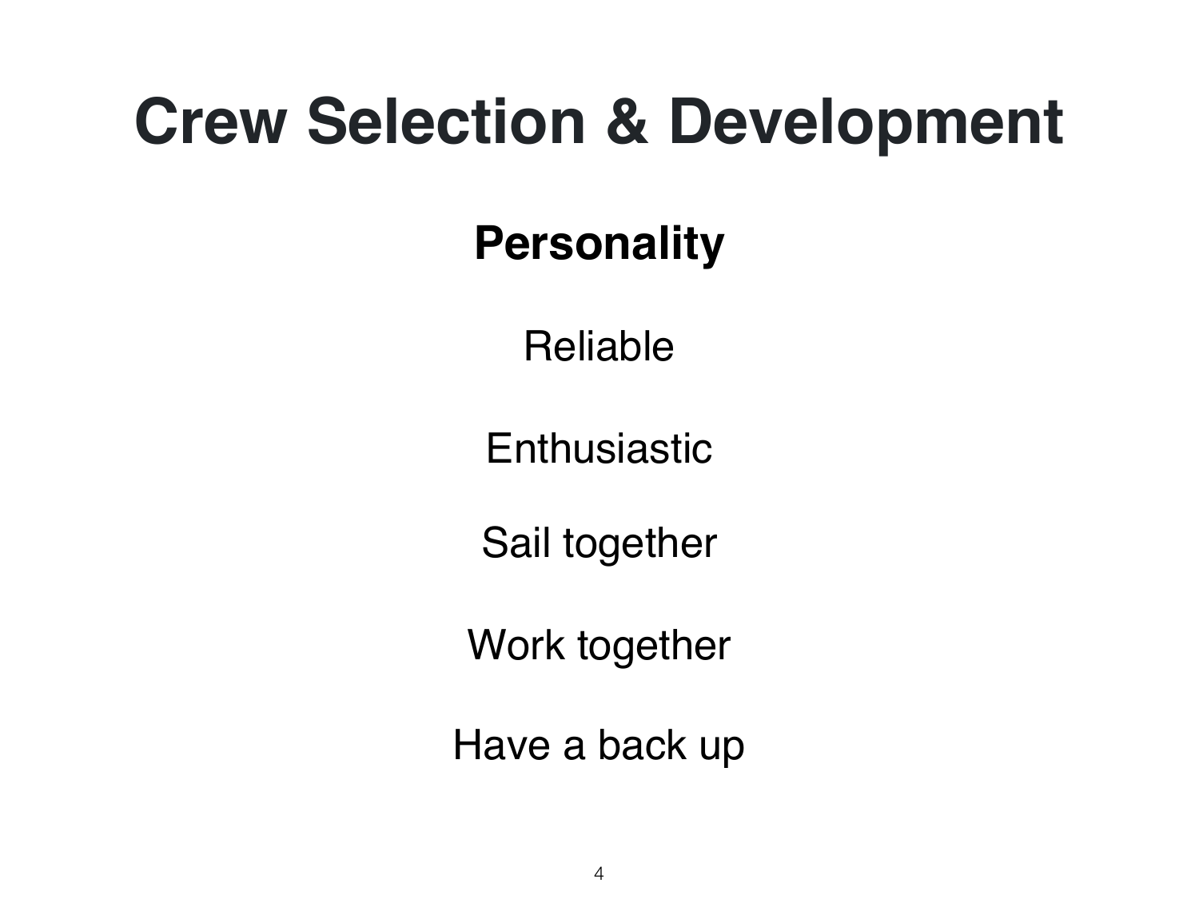# Crew Selection & Development

**Personality**

Reliable

Enthusiastic

Sail together

Work together

Have a back up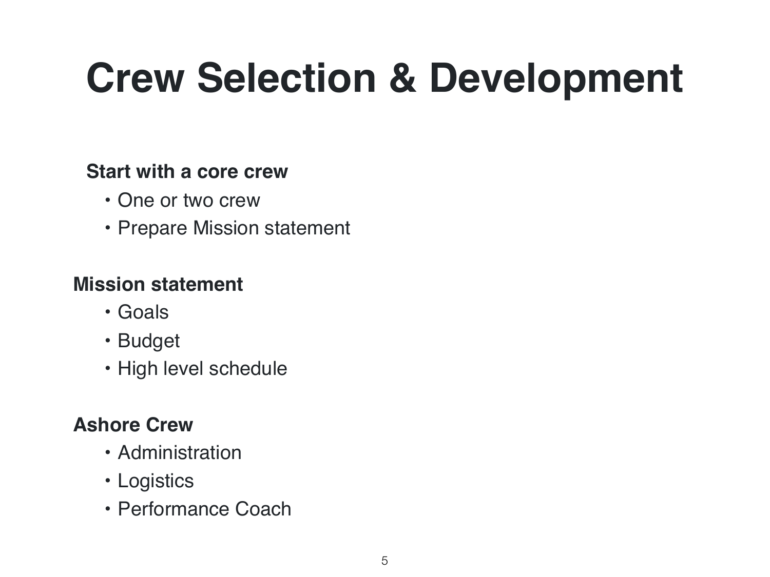# Crew Selection & Development

**Start with a core crew**

- One or two crew
- Prepare Mission statement

**Mission statement**

- Goals
- Budget
- High level schedule

**Ashore Crew**

- Administration
- Logistics
- Performance Coach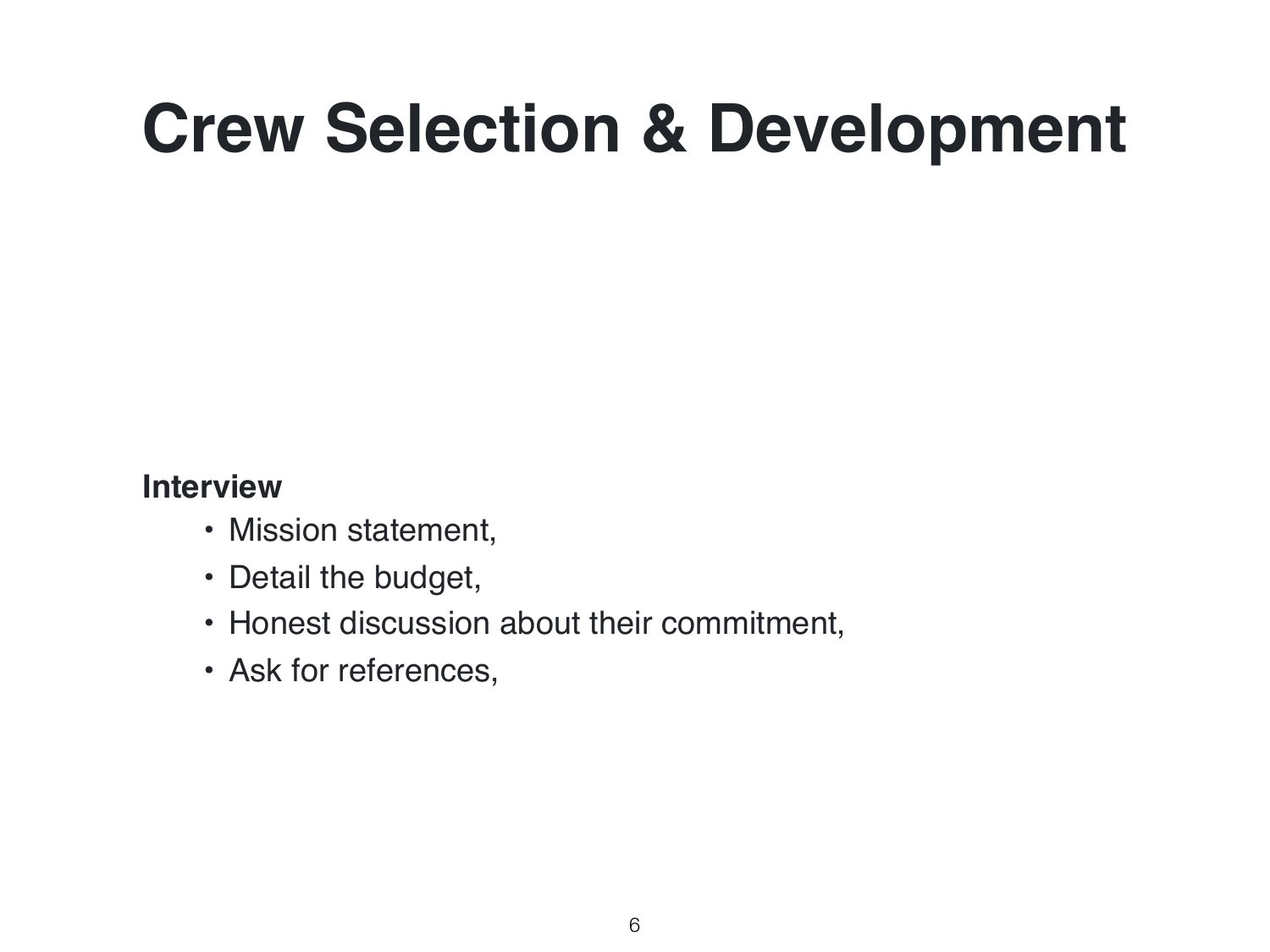# Crew Selection & Development

**Interview**

- Mission statement,
- Detail the budget,
- Honest discussion about their commitment,
- Ask for references,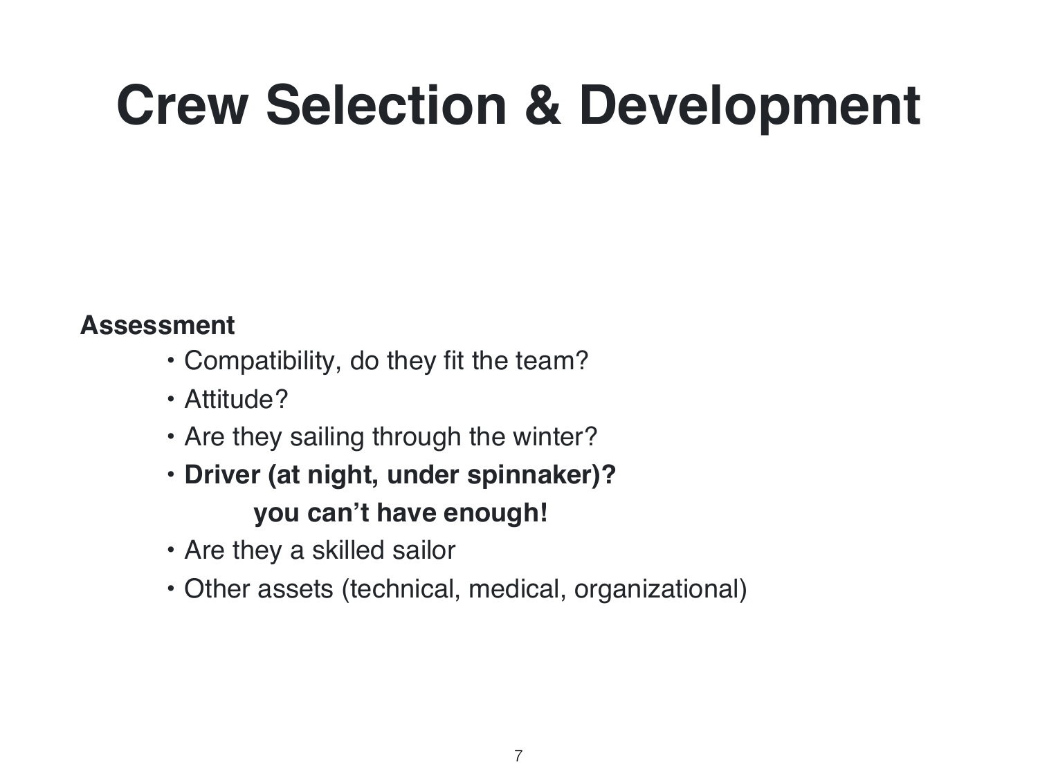# Crew Selection & Development

**Assessment**

- Compatibility, do they fit the team?
- Attitude?
- Are they sailing through the winter?
- **Driver (at night, under spinnaker)?**
  **you can't have enough!**
- Are they a skilled sailor
- Other assets (technical, medical, organizational)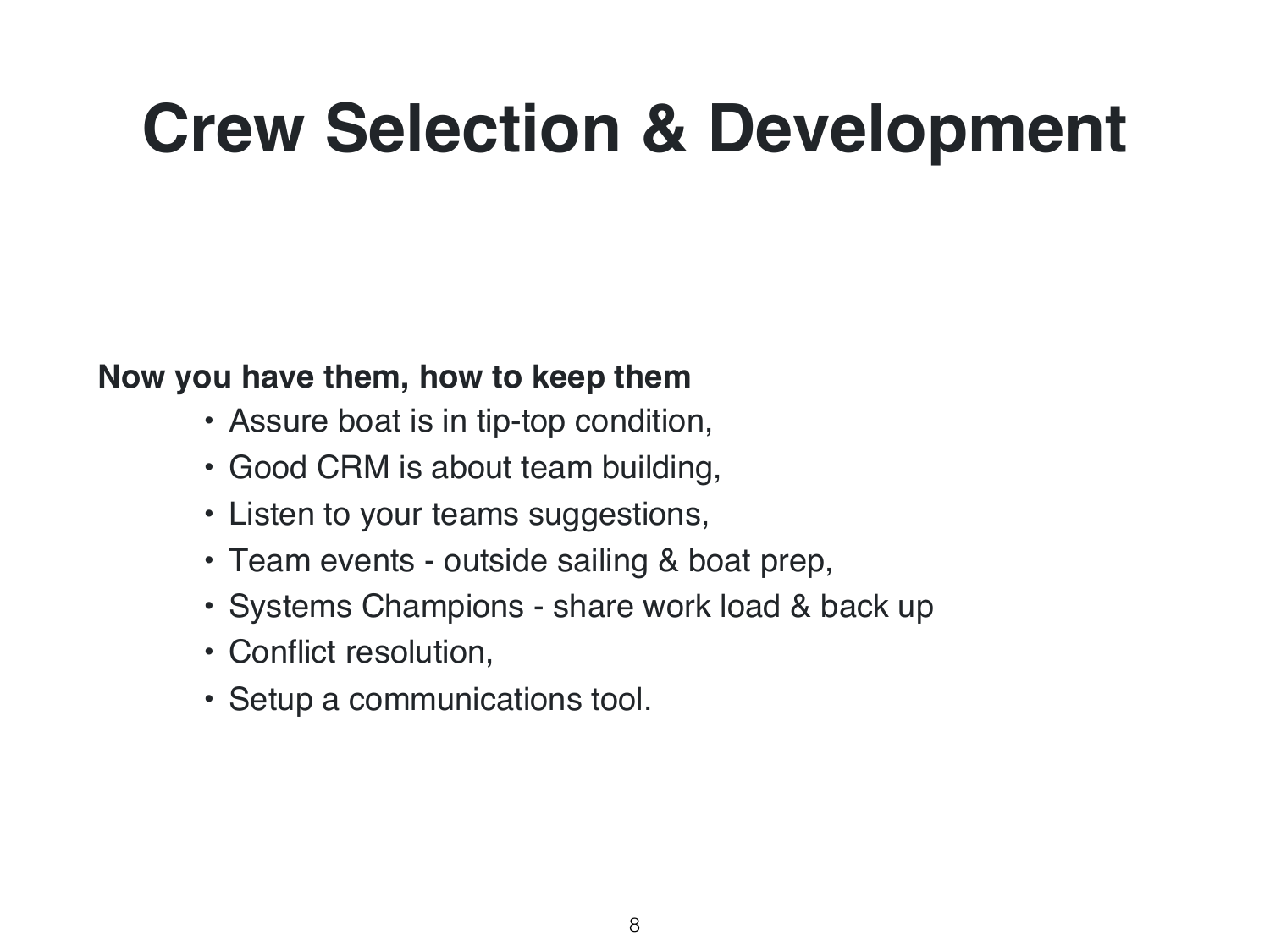# Crew Selection & Development

**Now you have them, how to keep them**

- Assure boat is in tip-top condition,
- Good CRM is about team building,
- Listen to your teams suggestions,
- Team events - outside sailing & boat prep,
- Systems Champions - share work load & back up
- Conflict resolution,
- Setup a communications tool.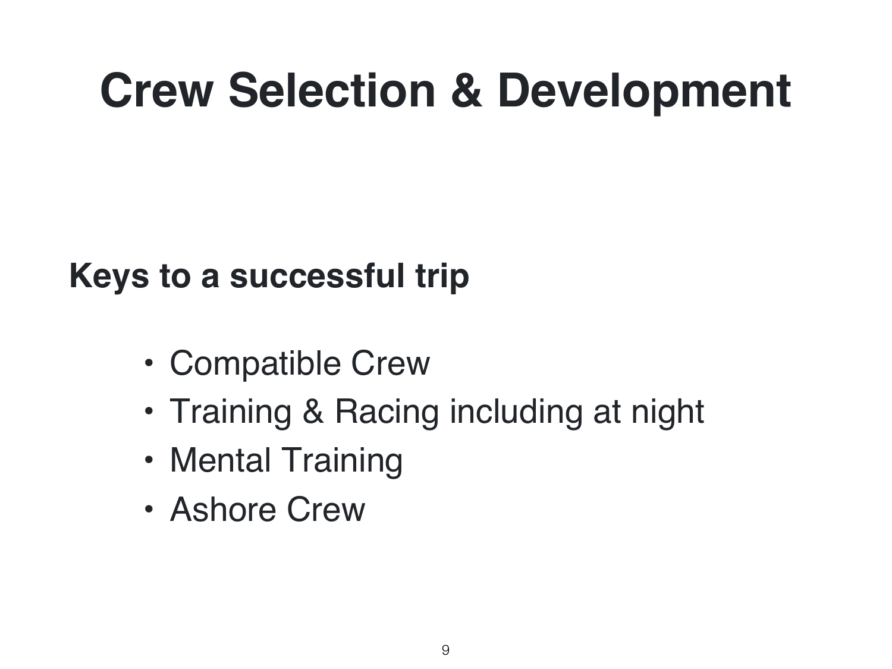# Crew Selection & Development

**Keys to a successful trip**

- Compatible Crew
- Training & Racing including at night
- Mental Training
- Ashore Crew